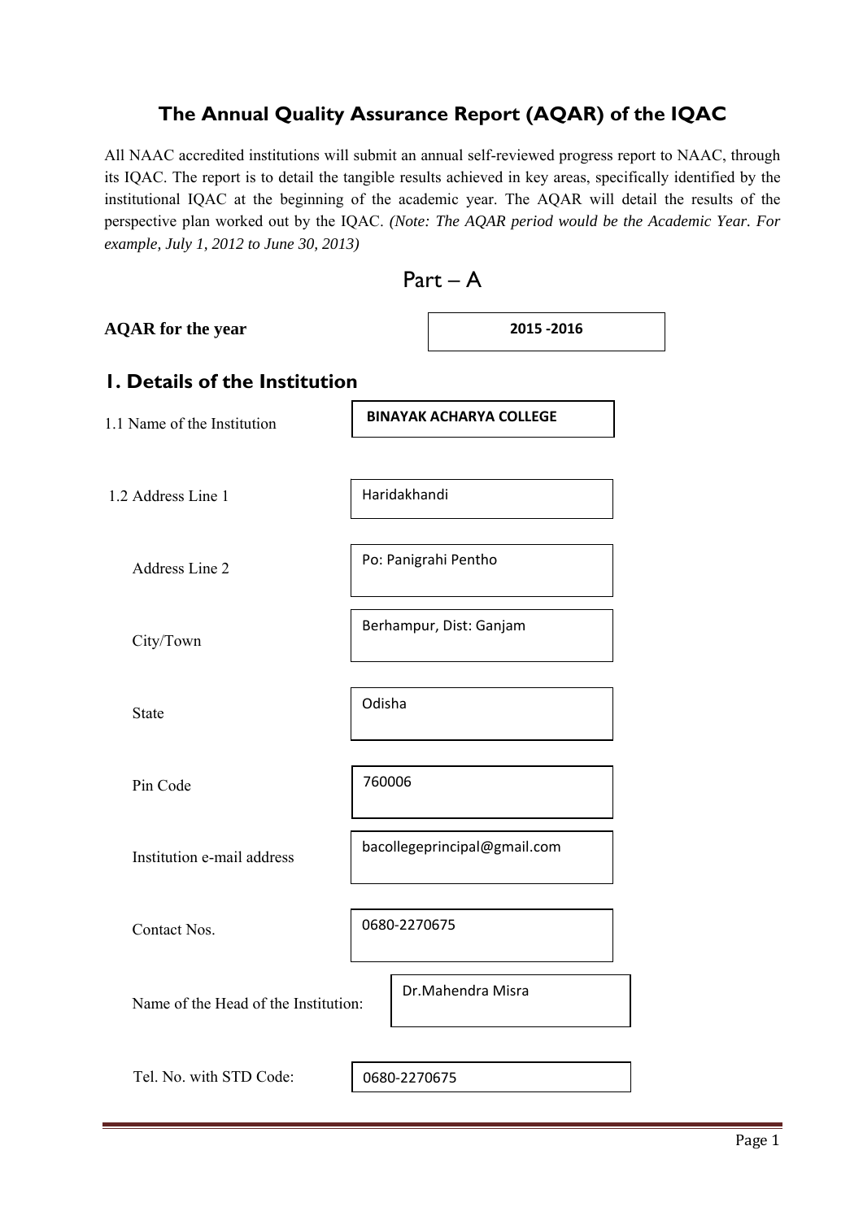# The Annual Quality Assurance Report (AQAR) of the IQAC

All NAAC accredited institutions will submit an annual self-reviewed progress report to NAAC, through its IQAC. The report is to detail the tangible results achieved in key areas, specifically identified by the institutional IQAC at the beginning of the academic year. The AQAR will detail the results of the perspective plan worked out by the IQAC. *(Note: The AQAR period would be the Academic Year. For example, July 1, 2012 to June 30, 2013)*

## Part – A

**AQAR for the year** | **2015 -2016**

## 1. Details of the Institution

| | |
|---|---|
| 1.1 Name of the Institution | **BINAYAK ACHARYA COLLEGE** |
| 1.2 Address Line 1 | Haridakhandi |
| Address Line 2 | Po: Panigrahi Pentho |
| City/Town | Berhampur, Dist: Ganjam |
| State | Odisha |
| Pin Code | 760006 |
| Institution e-mail address | bacollegeprincipal@gmail.com |
| Contact Nos. | 0680-2270675 |
| Name of the Head of the Institution: | Dr.Mahendra Misra |
| Tel. No. with STD Code: | 0680-2270675 |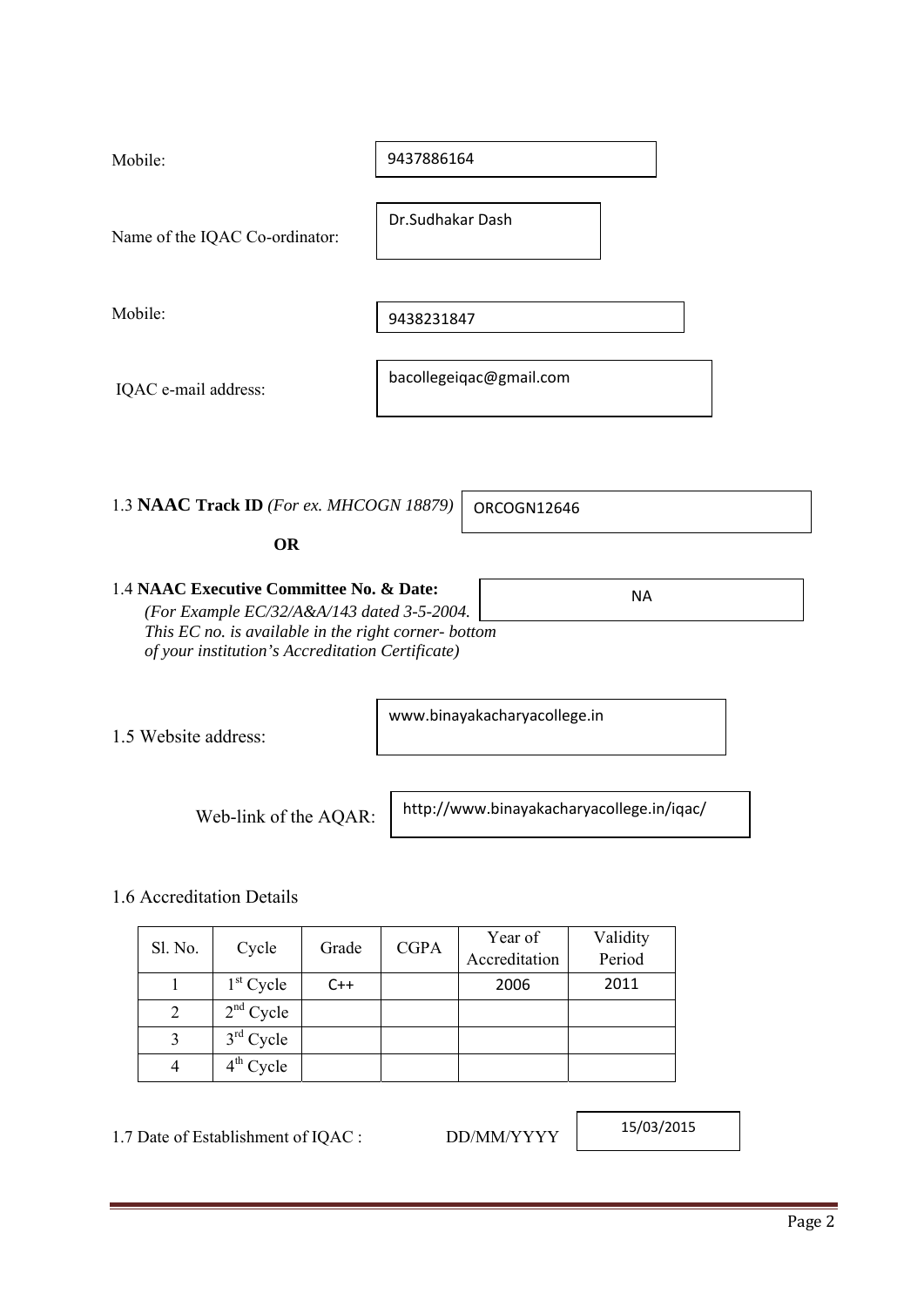Mobile: 9437886164

Name of the IQAC Co-ordinator: Dr.Sudhakar Dash

Mobile: 9438231847

IQAC e-mail address: bacollegeiqac@gmail.com

1.3 **NAAC Track ID** *(For ex. MHCOGN 18879)* ORCOGN12646

**OR**

1.4 **NAAC Executive Committee No. & Date:** NA
*(For Example EC/32/A&A/143 dated 3-5-2004. This EC no. is available in the right corner- bottom of your institution's Accreditation Certificate)*

1.5 Website address: www.binayakacharyacollege.in

Web-link of the AQAR: http://www.binayakacharyacollege.in/iqac/

1.6 Accreditation Details

| Sl. No. | Cycle | Grade | CGPA | Year of Accreditation | Validity Period |
|---|---|---|---|---|---|
| 1 | 1st Cycle | C++ | | 2006 | 2011 |
| 2 | 2nd Cycle | | | | |
| 3 | 3rd Cycle | | | | |
| 4 | 4th Cycle | | | | |

1.7 Date of Establishment of IQAC : DD/MM/YYYY 15/03/2015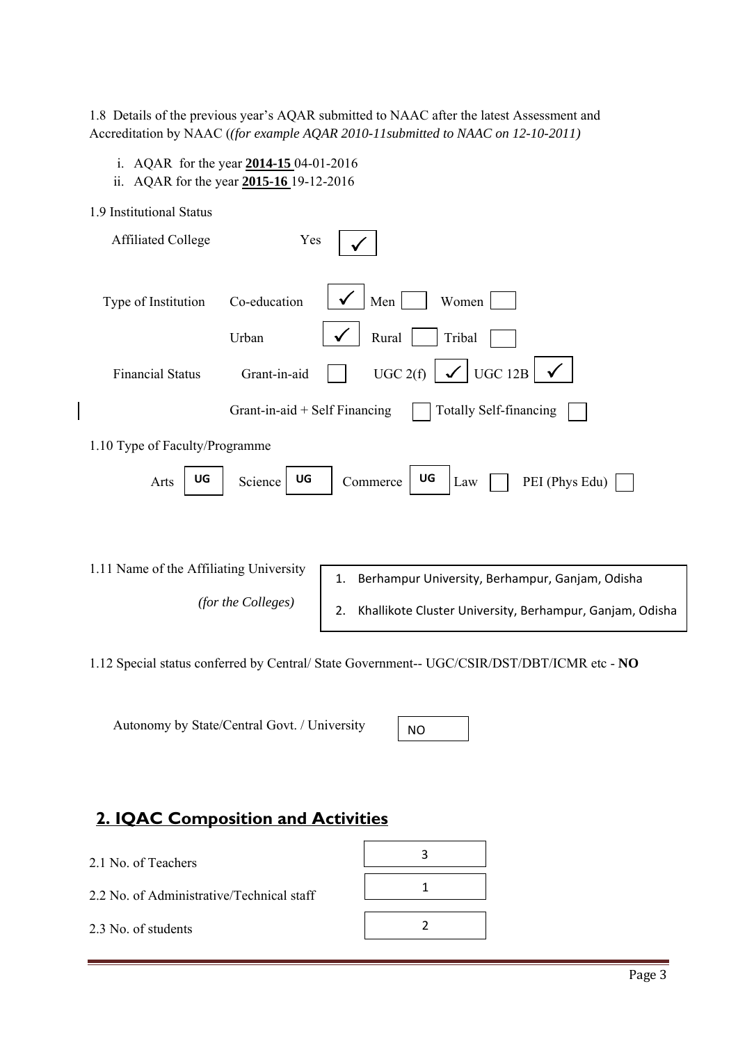1.8 Details of the previous year's AQAR submitted to NAAC after the latest Assessment and Accreditation by NAAC (*(for example AQAR 2010-11submitted to NAAC on 12-10-2011)*

i. AQAR for the year **2014-15** 04-01-2016
ii. AQAR for the year **2015-16** 19-12-2016

1.9 Institutional Status

Affiliated College Yes ✓

| Type of Institution | Co-education ✓ | Men | Women |
|---|---|---|---|
| | Urban ✓ | Rural | Tribal |
| Financial Status | Grant-in-aid | UGC 2(f) ✓ | UGC 12B ✓ |
| | Grant-in-aid + Self Financing | Totally Self-financing | |

1.10 Type of Faculty/Programme

Arts: UG  Science: UG  Commerce: UG  Law:  PEI (Phys Edu):

1.11 Name of the Affiliating University *(for the Colleges)*

1. Berhampur University, Berhampur, Ganjam, Odisha
2. Khallikote Cluster University, Berhampur, Ganjam, Odisha

1.12 Special status conferred by Central/ State Government-- UGC/CSIR/DST/DBT/ICMR etc - **NO**

Autonomy by State/Central Govt. / University: NO

## 2. IQAC Composition and Activities

| | |
|---|---|
| 2.1 No. of Teachers | 3 |
| 2.2 No. of Administrative/Technical staff | 1 |
| 2.3 No. of students | 2 |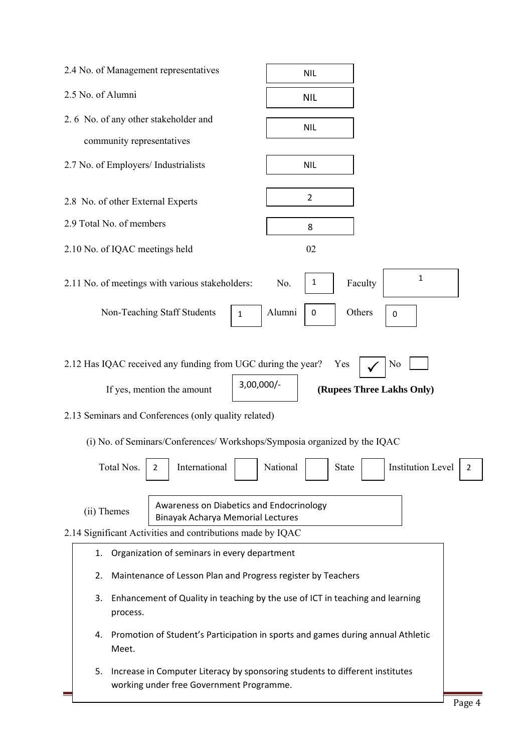2.4 No. of Management representatives: NIL

2.5 No. of Alumni: NIL

2.6 No. of any other stakeholder and community representatives: NIL

2.7 No. of Employers/ Industrialists: NIL

2.8 No. of other External Experts: 2

2.9 Total No. of members: 8

2.10 No. of IQAC meetings held: 02

2.11 No. of meetings with various stakeholders: No. 1 Faculty 1

Non-Teaching Staff Students 1 Alumni 0 Others 0

2.12 Has IQAC received any funding from UGC during the year? Yes ✓ No

If yes, mention the amount 3,00,000/- **(Rupees Three Lakhs Only)**

2.13 Seminars and Conferences (only quality related)

(i) No. of Seminars/Conferences/ Workshops/Symposia organized by the IQAC

Total Nos. 2 International National State Institution Level 2

(ii) Themes

Awareness on Diabetics and Endocrinology
Binayak Acharya Memorial Lectures

2.14 Significant Activities and contributions made by IQAC

1. Organization of seminars in every department
2. Maintenance of Lesson Plan and Progress register by Teachers
3. Enhancement of Quality in teaching by the use of ICT in teaching and learning process.
4. Promotion of Student's Participation in sports and games during annual Athletic Meet.
5. Increase in Computer Literacy by sponsoring students to different institutes working under free Government Programme.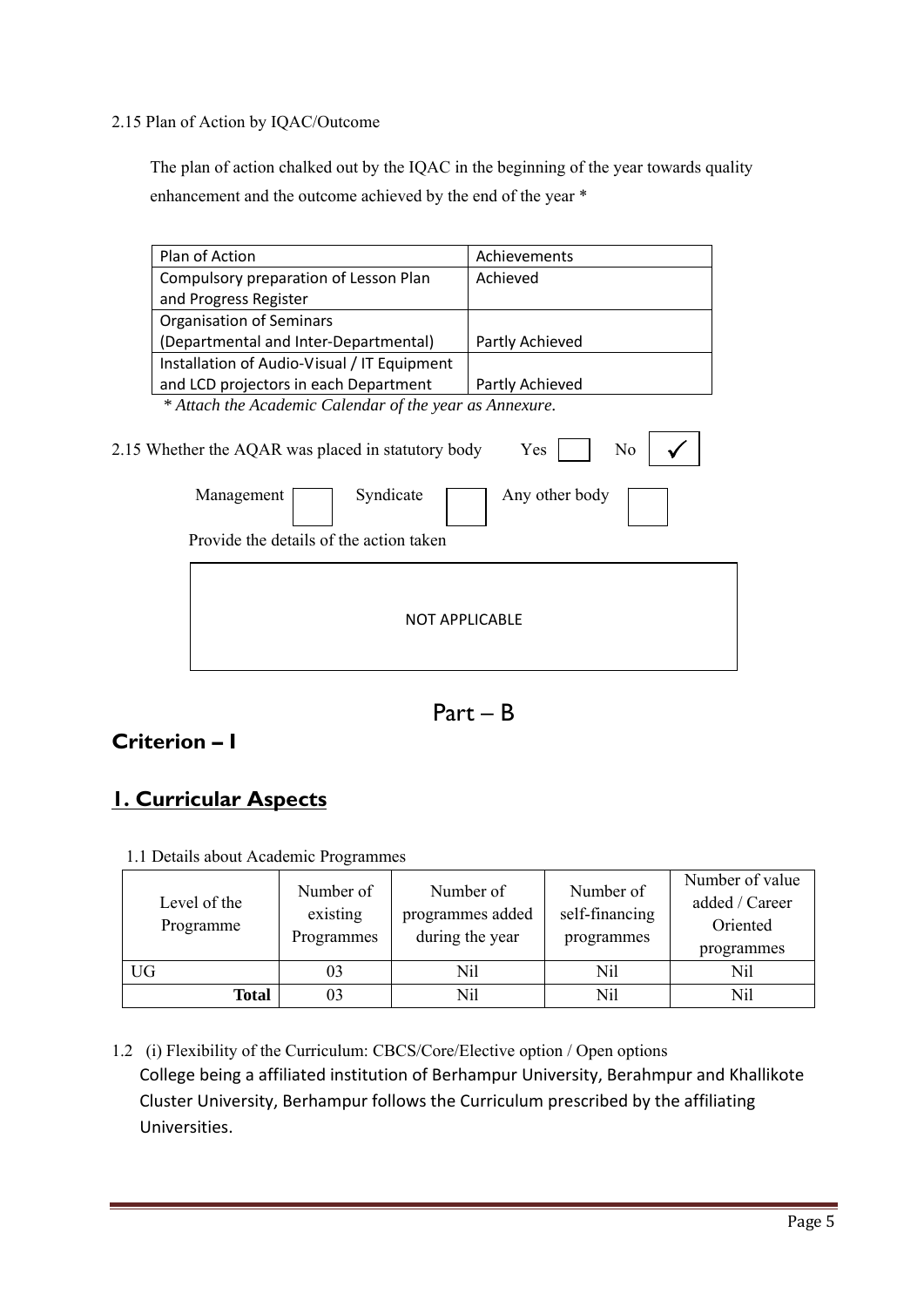2.15 Plan of Action by IQAC/Outcome

The plan of action chalked out by the IQAC in the beginning of the year towards quality enhancement and the outcome achieved by the end of the year *

| Plan of Action | Achievements |
|---|---|
| Compulsory preparation of Lesson Plan and Progress Register | Achieved |
| Organisation of Seminars (Departmental and Inter-Departmental) | Partly Achieved |
| Installation of Audio-Visual / IT Equipment and LCD projectors in each Department | Partly Achieved |

*\* Attach the Academic Calendar of the year as Annexure.*

2.15 Whether the AQAR was placed in statutory body Yes ☐ No ☑

Management ☐ Syndicate ☐ Any other body ☐

Provide the details of the action taken

NOT APPLICABLE

# Part – B

## Criterion – I

## 1. Curricular Aspects

1.1 Details about Academic Programmes

| Level of the Programme | Number of existing Programmes | Number of programmes added during the year | Number of self-financing programmes | Number of value added / Career Oriented programmes |
|---|---|---|---|---|
| UG | 03 | Nil | Nil | Nil |
| **Total** | 03 | Nil | Nil | Nil |

1.2 (i) Flexibility of the Curriculum: CBCS/Core/Elective option / Open options

College being a affiliated institution of Berhampur University, Berahmpur and Khallikote Cluster University, Berhampur follows the Curriculum prescribed by the affiliating Universities.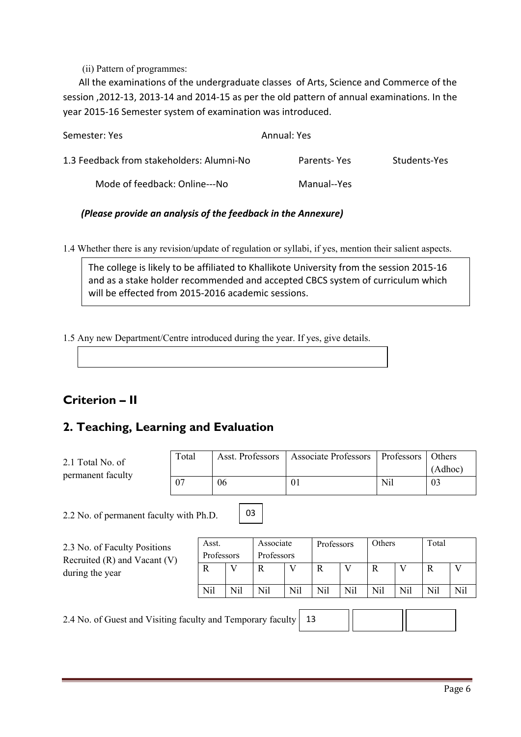(ii) Pattern of programmes:

All the examinations of the undergraduate classes of Arts, Science and Commerce of the session ,2012-13, 2013-14 and 2014-15 as per the old pattern of annual examinations. In the year 2015-16 Semester system of examination was introduced.

Semester: Yes Annual: Yes

1.3 Feedback from stakeholders: Alumni-No Parents- Yes Students-Yes

Mode of feedback: Online---No Manual--Yes

***(Please provide an analysis of the feedback in the Annexure)***

1.4 Whether there is any revision/update of regulation or syllabi, if yes, mention their salient aspects.

The college is likely to be affiliated to Khallikote University from the session 2015-16 and as a stake holder recommended and accepted CBCS system of curriculum which will be effected from 2015-2016 academic sessions.

1.5 Any new Department/Centre introduced during the year. If yes, give details.

## Criterion – II

## 2. Teaching, Learning and Evaluation

2.1 Total No. of permanent faculty

| Total | Asst. Professors | Associate Professors | Professors | Others (Adhoc) |
|---|---|---|---|---|
| 07 | 06 | 01 | Nil | 03 |

2.2 No. of permanent faculty with Ph.D. 03

2.3 No. of Faculty Positions Recruited (R) and Vacant (V) during the year

| Asst. Professors | | Associate Professors | | Professors | | Others | | Total | |
|---|---|---|---|---|---|---|---|---|---|
| R | V | R | V | R | V | R | V | R | V |
| Nil | Nil | Nil | Nil | Nil | Nil | Nil | Nil | Nil | Nil |

2.4 No. of Guest and Visiting faculty and Temporary faculty 13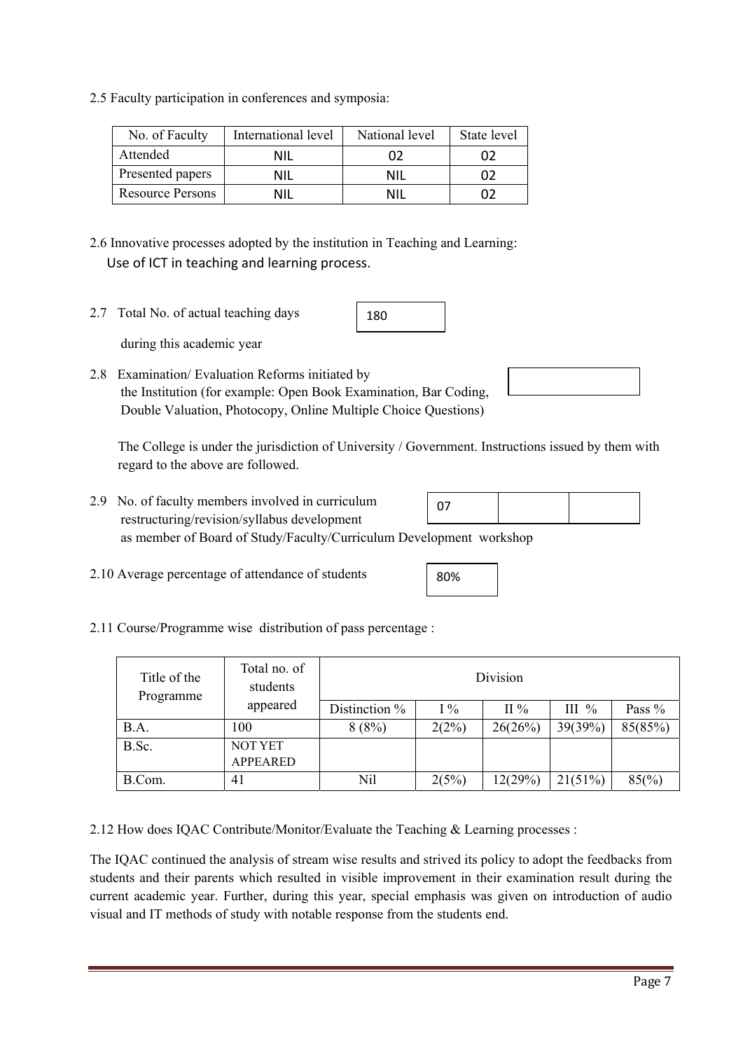2.5 Faculty participation in conferences and symposia:

| No. of Faculty | International level | National level | State level |
|---|---|---|---|
| Attended | NIL | 02 | 02 |
| Presented papers | NIL | NIL | 02 |
| Resource Persons | NIL | NIL | 02 |

2.6 Innovative processes adopted by the institution in Teaching and Learning:

Use of ICT in teaching and learning process.

2.7 Total No. of actual teaching days during this academic year: 180

2.8 Examination/ Evaluation Reforms initiated by the Institution (for example: Open Book Examination, Bar Coding, Double Valuation, Photocopy, Online Multiple Choice Questions)

The College is under the jurisdiction of University / Government. Instructions issued by them with regard to the above are followed.

2.9 No. of faculty members involved in curriculum restructuring/revision/syllabus development as member of Board of Study/Faculty/Curriculum Development workshop: 07

2.10 Average percentage of attendance of students: 80%

2.11 Course/Programme wise distribution of pass percentage :

| Title of the Programme | Total no. of students appeared | Division | | | | |
|---|---|---|---|---|---|---|
| | | Distinction % | I % | II % | III % | Pass % |
| B.A. | 100 | 8 (8%) | 2(2%) | 26(26%) | 39(39%) | 85(85%) |
| B.Sc. | NOT YET APPEARED | | | | | |
| B.Com. | 41 | Nil | 2(5%) | 12(29%) | 21(51%) | 85(%) |

2.12 How does IQAC Contribute/Monitor/Evaluate the Teaching & Learning processes :

The IQAC continued the analysis of stream wise results and strived its policy to adopt the feedbacks from students and their parents which resulted in visible improvement in their examination result during the current academic year. Further, during this year, special emphasis was given on introduction of audio visual and IT methods of study with notable response from the students end.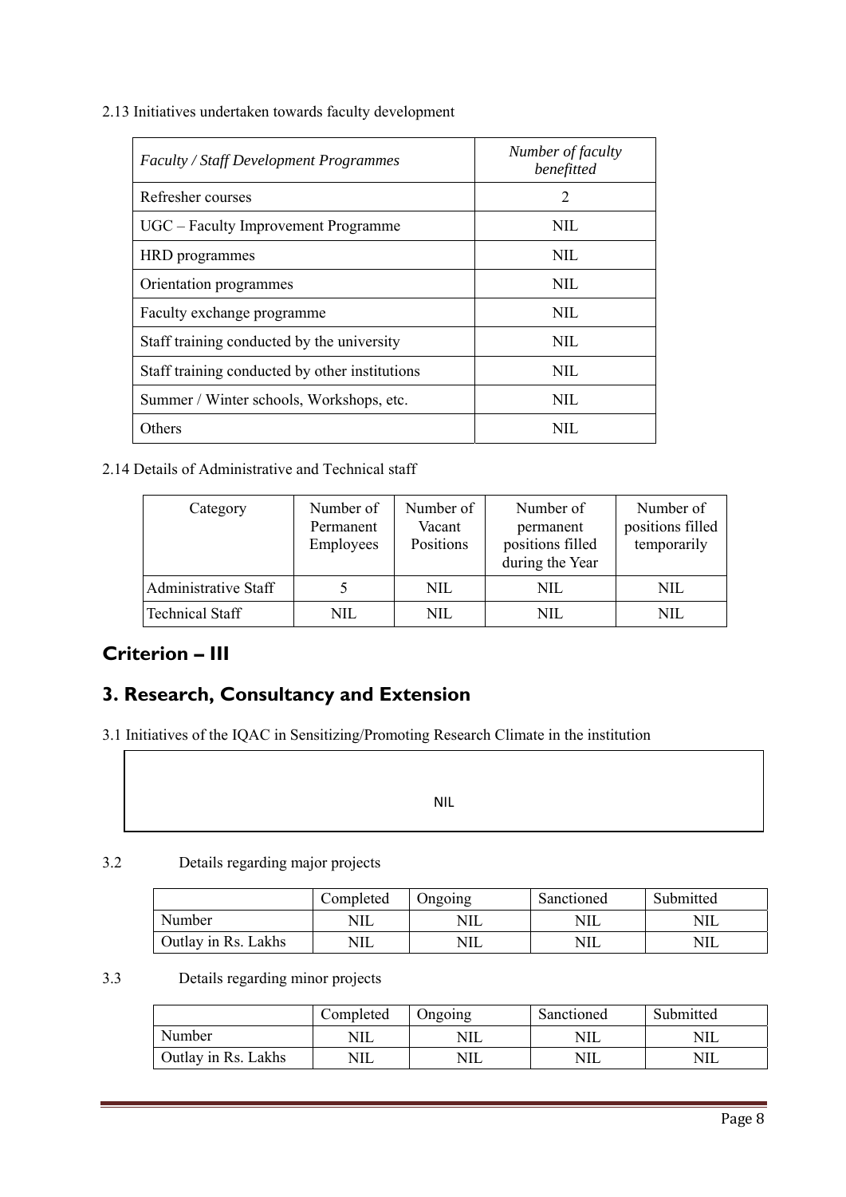2.13 Initiatives undertaken towards faculty development

| *Faculty / Staff Development Programmes* | *Number of faculty benefitted* |
|---|---|
| Refresher courses | 2 |
| UGC – Faculty Improvement Programme | NIL |
| HRD programmes | NIL |
| Orientation programmes | NIL |
| Faculty exchange programme | NIL |
| Staff training conducted by the university | NIL |
| Staff training conducted by other institutions | NIL |
| Summer / Winter schools, Workshops, etc. | NIL |
| Others | NIL |

2.14 Details of Administrative and Technical staff

| Category | Number of Permanent Employees | Number of Vacant Positions | Number of permanent positions filled during the Year | Number of positions filled temporarily |
|---|---|---|---|---|
| Administrative Staff | 5 | NIL | NIL | NIL |
| Technical Staff | NIL | NIL | NIL | NIL |

## Criterion – III

## 3. Research, Consultancy and Extension

3.1 Initiatives of the IQAC in Sensitizing/Promoting Research Climate in the institution

NIL

3.2 Details regarding major projects

| | Completed | Ongoing | Sanctioned | Submitted |
|---|---|---|---|---|
| Number | NIL | NIL | NIL | NIL |
| Outlay in Rs. Lakhs | NIL | NIL | NIL | NIL |

3.3 Details regarding minor projects

| | Completed | Ongoing | Sanctioned | Submitted |
|---|---|---|---|---|
| Number | NIL | NIL | NIL | NIL |
| Outlay in Rs. Lakhs | NIL | NIL | NIL | NIL |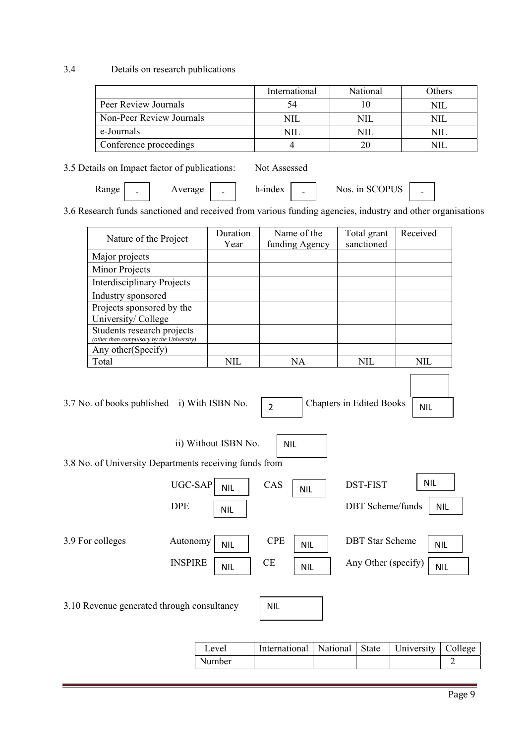3.4 Details on research publications

| | International | National | Others |
|---|---|---|---|
| Peer Review Journals | 54 | 10 | NIL |
| Non-Peer Review Journals | NIL | NIL | NIL |
| e-Journals | NIL | NIL | NIL |
| Conference proceedings | 4 | 20 | NIL |

3.5 Details on Impact factor of publications: Not Assessed

Range - Average - h-index - Nos. in SCOPUS -

3.6 Research funds sanctioned and received from various funding agencies, industry and other organisations

| Nature of the Project | Duration Year | Name of the funding Agency | Total grant sanctioned | Received |
|---|---|---|---|---|
| Major projects | | | | |
| Minor Projects | | | | |
| Interdisciplinary Projects | | | | |
| Industry sponsored | | | | |
| Projects sponsored by the University/ College | | | | |
| Students research projects (other than compulsory by the University) | | | | |
| Any other(Specify) | | | | |
| Total | NIL | NA | NIL | NIL |

3.7 No. of books published i) With ISBN No. 2 Chapters in Edited Books NIL

ii) Without ISBN No. NIL

3.8 No. of University Departments receiving funds from

UGC-SAP NIL CAS NIL DST-FIST NIL

DPE NIL DBT Scheme/funds NIL

3.9 For colleges Autonomy NIL CPE NIL DBT Star Scheme NIL

INSPIRE NIL CE NIL Any Other (specify) NIL

3.10 Revenue generated through consultancy NIL

| Level | International | National | State | University | College |
|---|---|---|---|---|---|
| Number | | | | | 2 |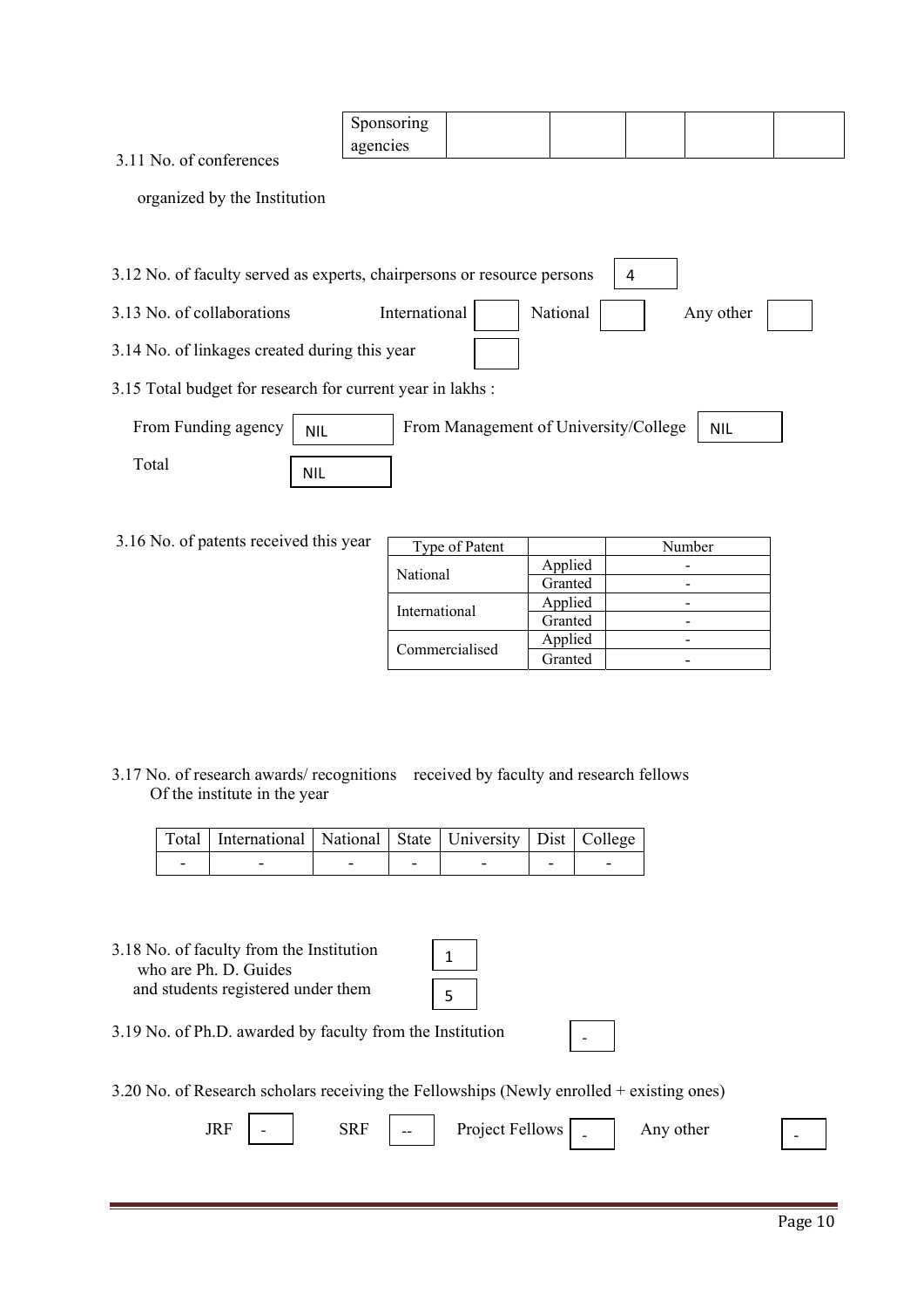| Sponsoring agencies | | | | | |
|---|---|---|---|---|---|

3.11 No. of conferences organized by the Institution

3.12 No. of faculty served as experts, chairpersons or resource persons: 4

3.13 No. of collaborations: International ___ National ___ Any other ___

3.14 No. of linkages created during this year: ___

3.15 Total budget for research for current year in lakhs :

From Funding agency: NIL &nbsp;&nbsp; From Management of University/College: NIL

Total: NIL

3.16 No. of patents received this year

| Type of Patent | | Number |
|---|---|---|
| National | Applied | - |
| | Granted | - |
| International | Applied | - |
| | Granted | - |
| Commercialised | Applied | - |
| | Granted | - |

3.17 No. of research awards/ recognitions received by faculty and research fellows Of the institute in the year

| Total | International | National | State | University | Dist | College |
|---|---|---|---|---|---|---|
| - | - | - | - | - | - | - |

3.18 No. of faculty from the Institution who are Ph. D. Guides: 1

and students registered under them: 5

3.19 No. of Ph.D. awarded by faculty from the Institution: -

3.20 No. of Research scholars receiving the Fellowships (Newly enrolled + existing ones)

JRF: - &nbsp;&nbsp; SRF: -- &nbsp;&nbsp; Project Fellows: - &nbsp;&nbsp; Any other: -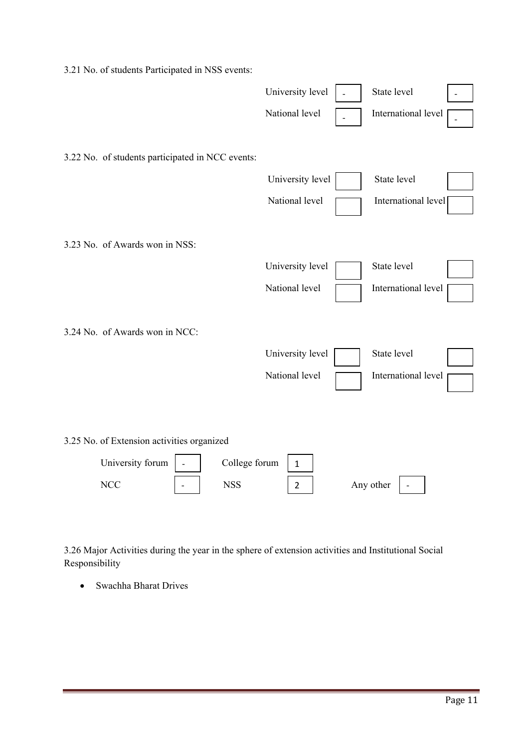3.21 No. of students Participated in NSS events:

| | | | |
|---|---|---|---|
| University level | - | State level | - |
| National level | - | International level | - |

3.22 No. of students participated in NCC events:

| | | | |
|---|---|---|---|
| University level | | State level | |
| National level | | International level | |

3.23 No. of Awards won in NSS:

| | | | |
|---|---|---|---|
| University level | | State level | |
| National level | | International level | |

3.24 No. of Awards won in NCC:

| | | | |
|---|---|---|---|
| University level | | State level | |
| National level | | International level | |

3.25 No. of Extension activities organized

| | | | | | |
|---|---|---|---|---|---|
| University forum | - | College forum | 1 | | |
| NCC | - | NSS | 2 | Any other | - |

3.26 Major Activities during the year in the sphere of extension activities and Institutional Social Responsibility

- Swachha Bharat Drives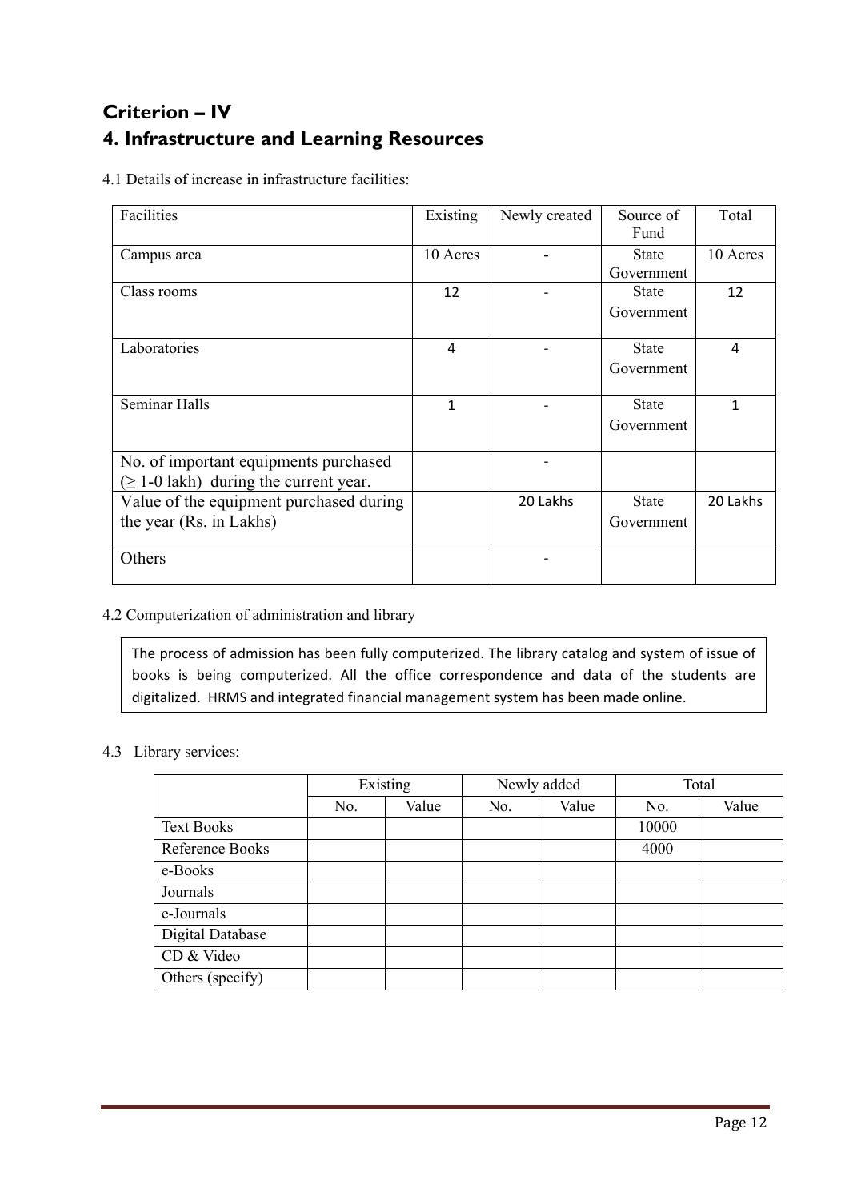## Criterion – IV

## 4. Infrastructure and Learning Resources

4.1 Details of increase in infrastructure facilities:

| Facilities | Existing | Newly created | Source of Fund | Total |
|---|---|---|---|---|
| Campus area | 10 Acres | - | State Government | 10 Acres |
| Class rooms | 12 | - | State Government | 12 |
| Laboratories | 4 | - | State Government | 4 |
| Seminar Halls | 1 | - | State Government | 1 |
| No. of important equipments purchased (≥ 1-0 lakh) during the current year. | | - | | |
| Value of the equipment purchased during the year (Rs. in Lakhs) | | 20 Lakhs | State Government | 20 Lakhs |
| Others | | - | | |

4.2 Computerization of administration and library

The process of admission has been fully computerized. The library catalog and system of issue of books is being computerized. All the office correspondence and data of the students are digitalized. HRMS and integrated financial management system has been made online.

4.3 Library services:

| | Existing | | Newly added | | Total | |
|---|---|---|---|---|---|---|
| | No. | Value | No. | Value | No. | Value |
| Text Books | | | | | 10000 | |
| Reference Books | | | | | 4000 | |
| e-Books | | | | | | |
| Journals | | | | | | |
| e-Journals | | | | | | |
| Digital Database | | | | | | |
| CD & Video | | | | | | |
| Others (specify) | | | | | | |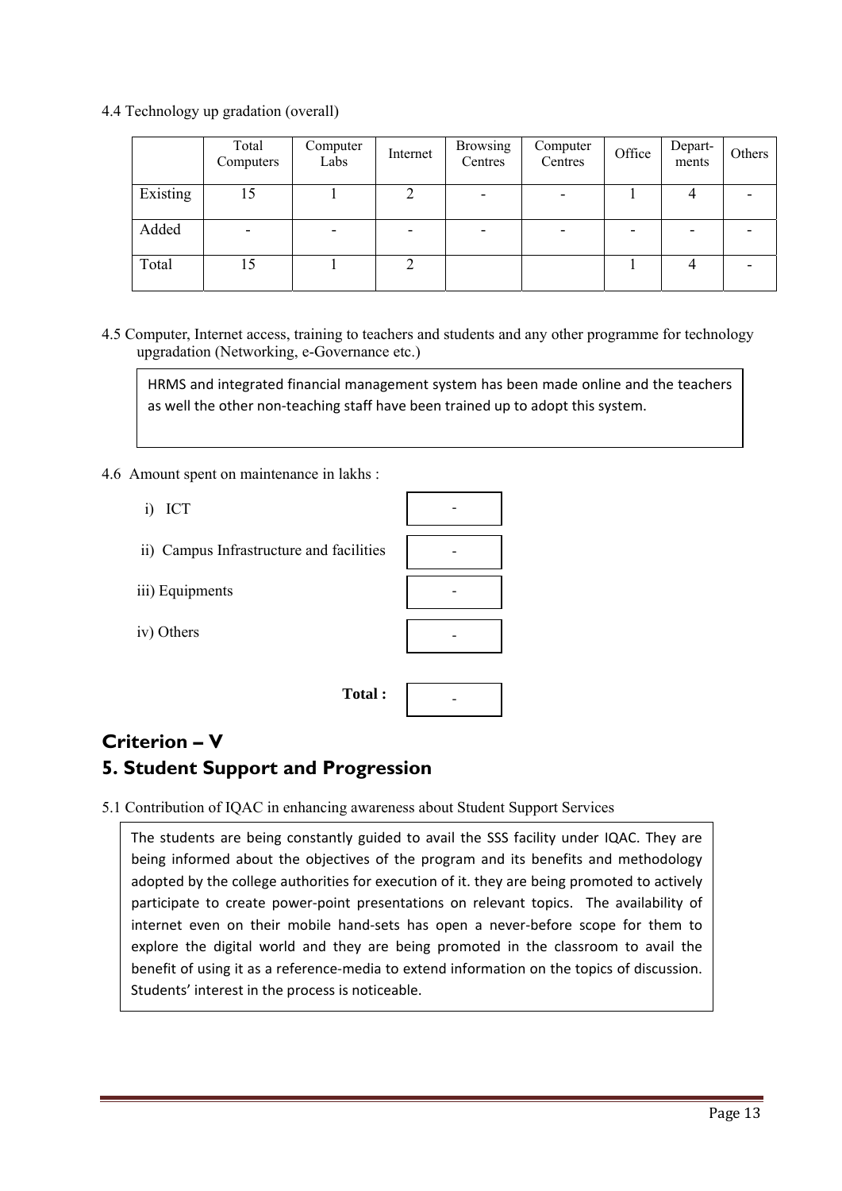4.4 Technology up gradation (overall)

| | Total Computers | Computer Labs | Internet | Browsing Centres | Computer Centres | Office | Depart-ments | Others |
|---|---|---|---|---|---|---|---|---|
| Existing | 15 | 1 | 2 | - | - | 1 | 4 | - |
| Added | - | - | - | - | - | - | - | - |
| Total | 15 | 1 | 2 | | | 1 | 4 | - |

4.5 Computer, Internet access, training to teachers and students and any other programme for technology upgradation (Networking, e-Governance etc.)

HRMS and integrated financial management system has been made online and the teachers as well the other non-teaching staff have been trained up to adopt this system.

4.6 Amount spent on maintenance in lakhs :

i) ICT: -

ii) Campus Infrastructure and facilities: -

iii) Equipments: -

iv) Others: -

**Total :** -

## Criterion – V

## 5. Student Support and Progression

5.1 Contribution of IQAC in enhancing awareness about Student Support Services

The students are being constantly guided to avail the SSS facility under IQAC. They are being informed about the objectives of the program and its benefits and methodology adopted by the college authorities for execution of it. they are being promoted to actively participate to create power-point presentations on relevant topics. The availability of internet even on their mobile hand-sets has open a never-before scope for them to explore the digital world and they are being promoted in the classroom to avail the benefit of using it as a reference-media to extend information on the topics of discussion. Students' interest in the process is noticeable.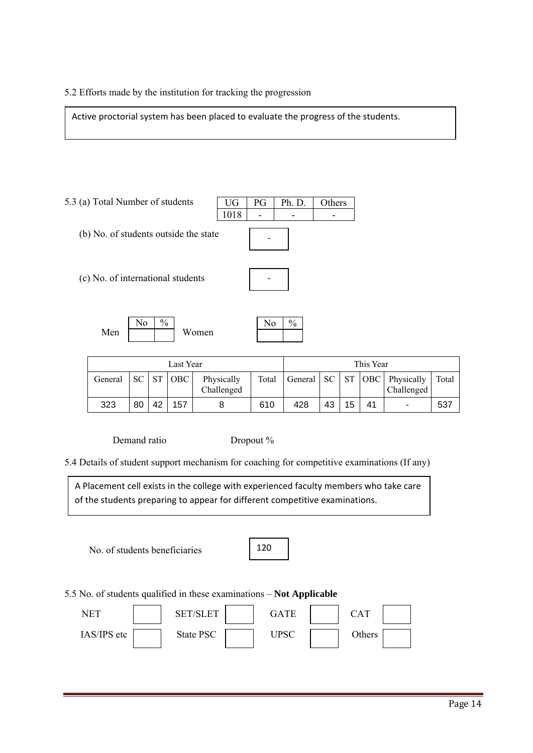5.2 Efforts made by the institution for tracking the progression

Active proctorial system has been placed to evaluate the progress of the students.

5.3 (a) Total Number of students

| UG | PG | Ph. D. | Others |
|---|---|---|---|
| 1018 | - | - | - |

(b) No. of students outside the state: -

(c) No. of international students: -

| | No | % |
|---|---|---|
| Men | | |
| Women | | |

| Last Year | | | | | | This Year | | | | | |
|---|---|---|---|---|---|---|---|---|---|---|---|
| General | SC | ST | OBC | Physically Challenged | Total | General | SC | ST | OBC | Physically Challenged | Total |
| 323 | 80 | 42 | 157 | 8 | 610 | 428 | 43 | 15 | 41 | - | 537 |

Demand ratio Dropout %

5.4 Details of student support mechanism for coaching for competitive examinations (If any)

A Placement cell exists in the college with experienced faculty members who take care of the students preparing to appear for different competitive examinations.

No. of students beneficiaries: 120

5.5 No. of students qualified in these examinations – **Not Applicable**

| NET | | SET/SLET | | GATE | | CAT | |
|---|---|---|---|---|---|---|---|
| IAS/IPS etc | | State PSC | | UPSC | | Others | |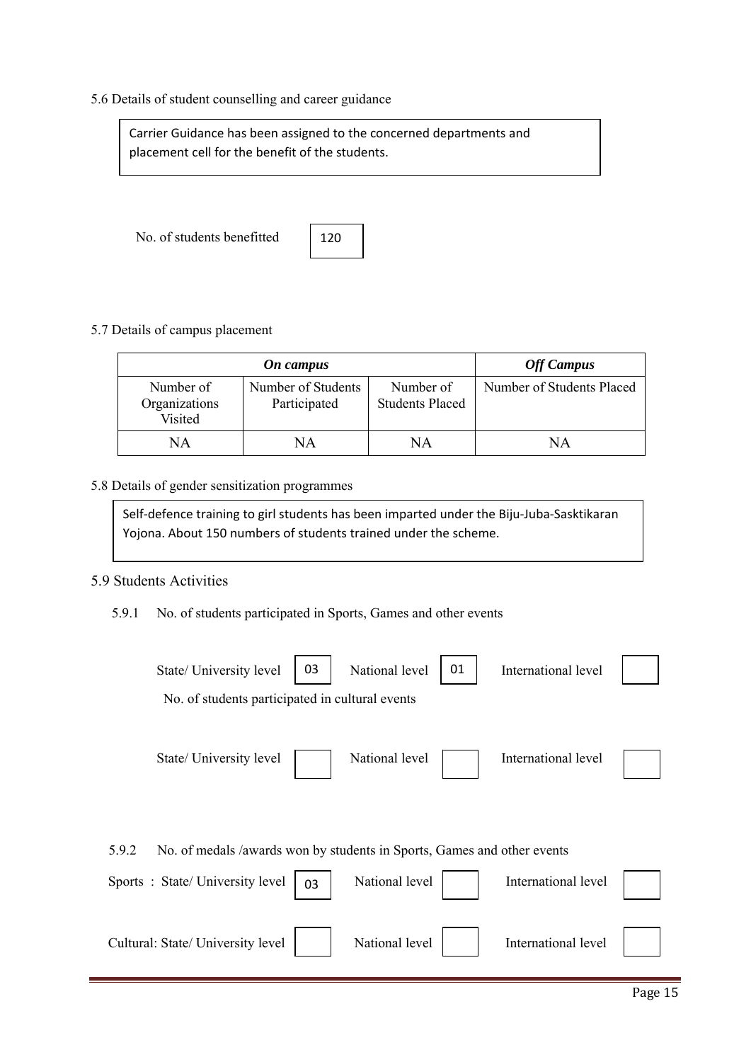5.6 Details of student counselling and career guidance

Carrier Guidance has been assigned to the concerned departments and placement cell for the benefit of the students.

No. of students benefitted: 120

5.7 Details of campus placement

| *On campus* | | | *Off Campus* |
|---|---|---|---|
| Number of Organizations Visited | Number of Students Participated | Number of Students Placed | Number of Students Placed |
| NA | NA | NA | NA |

5.8 Details of gender sensitization programmes

Self-defence training to girl students has been imparted under the Biju-Juba-Sasktikaran Yojona. About 150 numbers of students trained under the scheme.

5.9 Students Activities

5.9.1 No. of students participated in Sports, Games and other events

State/ University level: 03 | National level: 01 | International level:

No. of students participated in cultural events

State/ University level: | National level: | International level:

5.9.2 No. of medals /awards won by students in Sports, Games and other events

Sports : State/ University level: 03 | National level: | International level:

Cultural: State/ University level: | National level: | International level: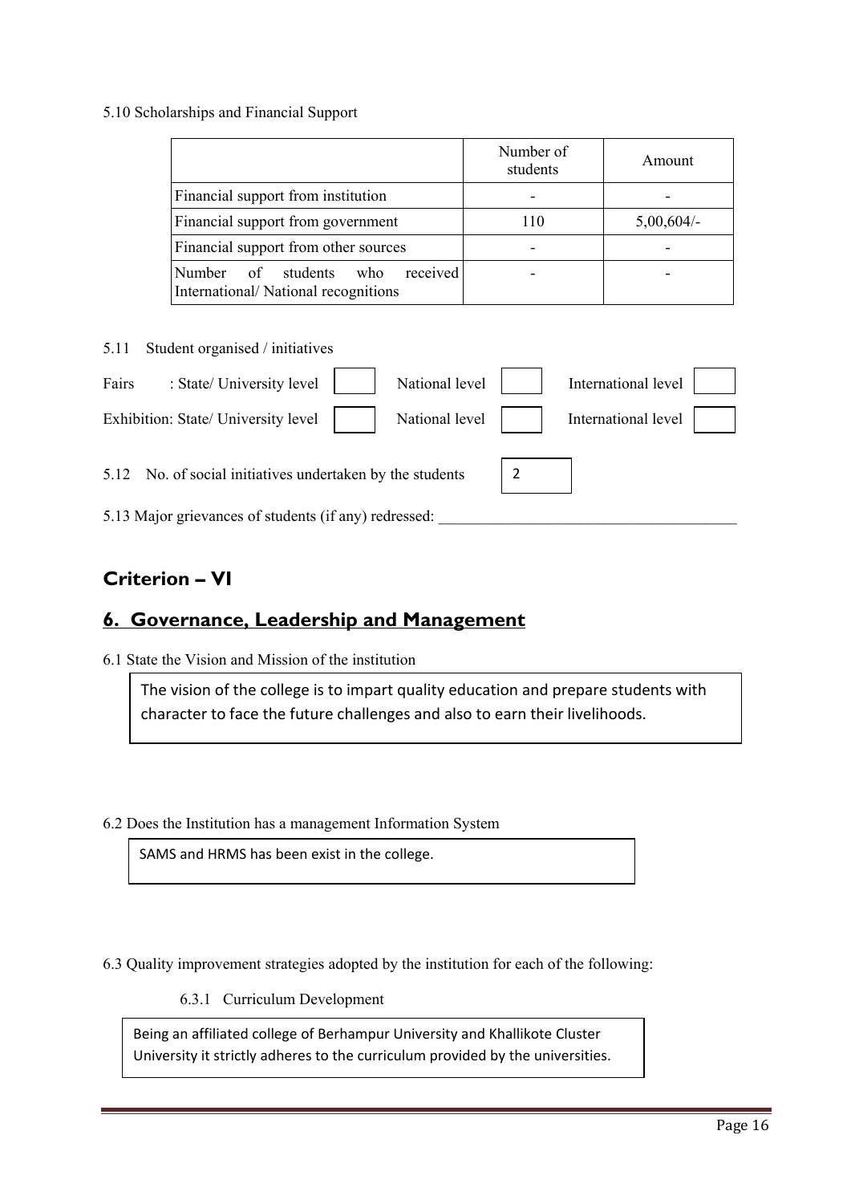5.10 Scholarships and Financial Support

| | Number of students | Amount |
|---|---|---|
| Financial support from institution | - | - |
| Financial support from government | 110 | 5,00,604/- |
| Financial support from other sources | - | - |
| Number of students who received International/ National recognitions | - | - |

5.11 Student organised / initiatives

Fairs : State/ University level [ ] National level [ ] International level [ ]

Exhibition: State/ University level [ ] National level [ ] International level [ ]

5.12 No. of social initiatives undertaken by the students: 2

5.13 Major grievances of students (if any) redressed: ______________________

## Criterion – VI

## 6. Governance, Leadership and Management

6.1 State the Vision and Mission of the institution

The vision of the college is to impart quality education and prepare students with character to face the future challenges and also to earn their livelihoods.

6.2 Does the Institution has a management Information System

SAMS and HRMS has been exist in the college.

6.3 Quality improvement strategies adopted by the institution for each of the following:

6.3.1 Curriculum Development

Being an affiliated college of Berhampur University and Khallikote Cluster University it strictly adheres to the curriculum provided by the universities.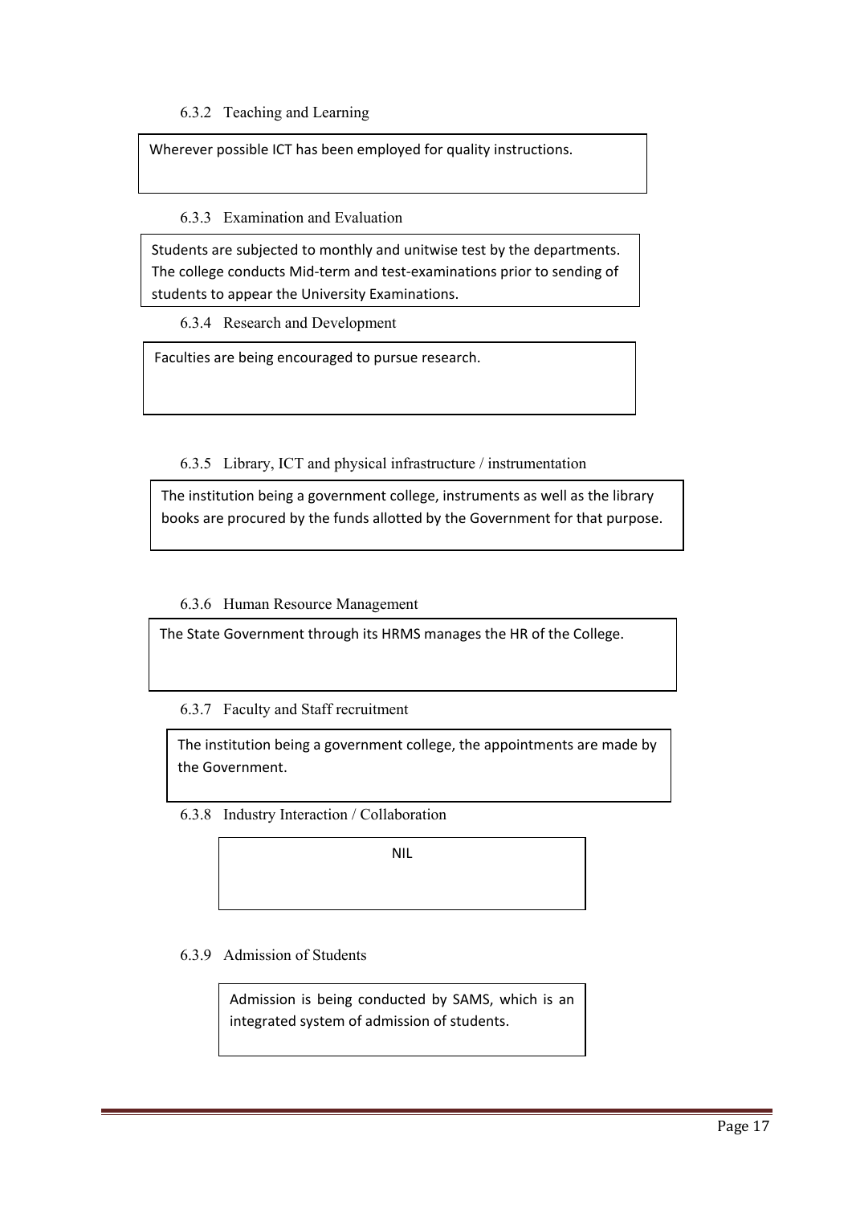6.3.2 Teaching and Learning

Wherever possible ICT has been employed for quality instructions.

6.3.3 Examination and Evaluation

Students are subjected to monthly and unitwise test by the departments. The college conducts Mid-term and test-examinations prior to sending of students to appear the University Examinations.

6.3.4 Research and Development

Faculties are being encouraged to pursue research.

6.3.5 Library, ICT and physical infrastructure / instrumentation

The institution being a government college, instruments as well as the library books are procured by the funds allotted by the Government for that purpose.

6.3.6 Human Resource Management

The State Government through its HRMS manages the HR of the College.

6.3.7 Faculty and Staff recruitment

The institution being a government college, the appointments are made by the Government.

6.3.8 Industry Interaction / Collaboration

NIL

6.3.9 Admission of Students

Admission is being conducted by SAMS, which is an integrated system of admission of students.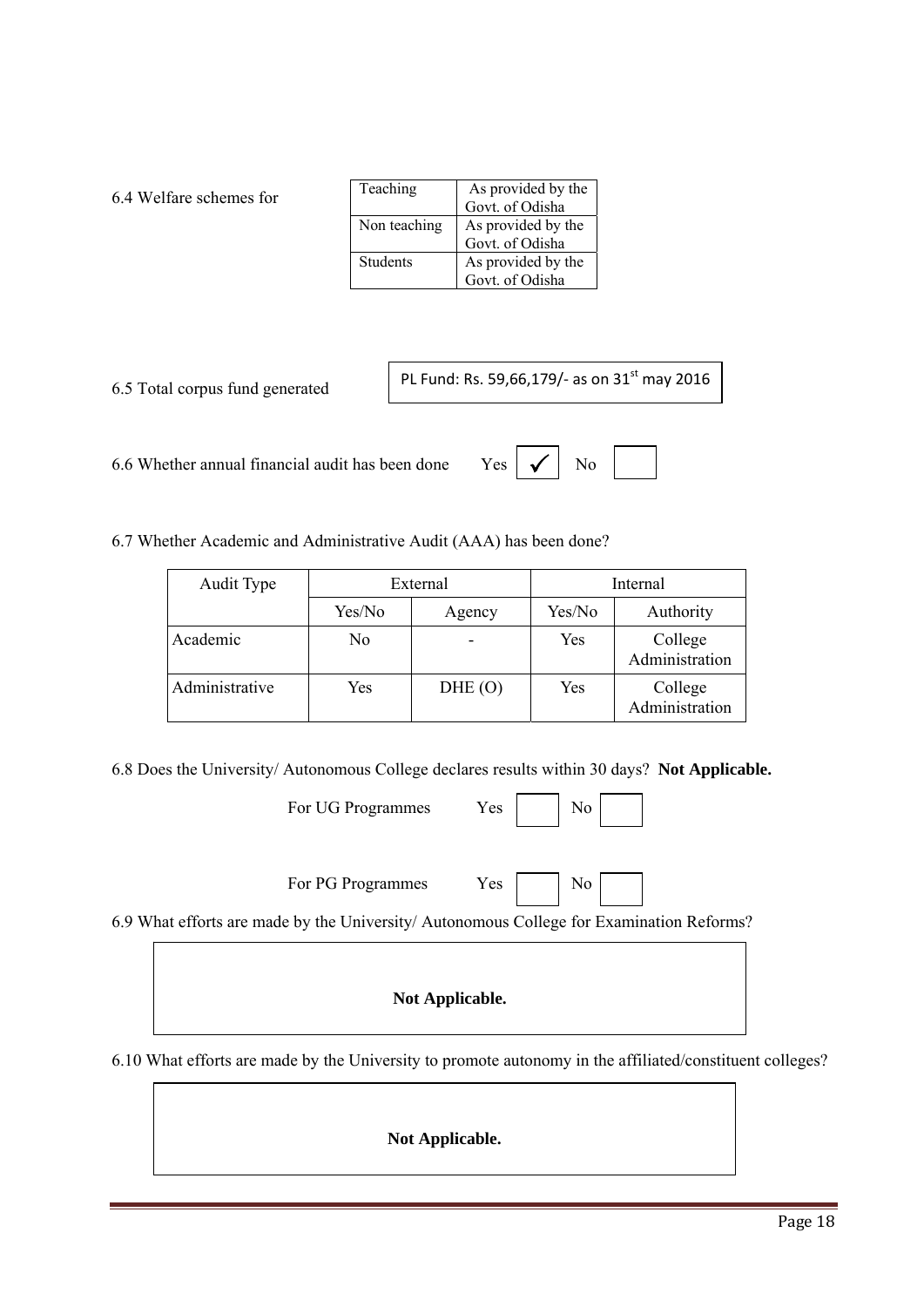6.4 Welfare schemes for

| Teaching | As provided by the Govt. of Odisha |
|---|---|
| Non teaching | As provided by the Govt. of Odisha |
| Students | As provided by the Govt. of Odisha |

6.5 Total corpus fund generated

PL Fund: Rs. 59,66,179/- as on 31st may 2016

6.6 Whether annual financial audit has been done Yes ✓ No

6.7 Whether Academic and Administrative Audit (AAA) has been done?

| Audit Type | External | | Internal | |
|---|---|---|---|---|
| | Yes/No | Agency | Yes/No | Authority |
| Academic | No | - | Yes | College Administration |
| Administrative | Yes | DHE (O) | Yes | College Administration |

6.8 Does the University/ Autonomous College declares results within 30 days? **Not Applicable.**

For UG Programmes Yes ☐ No ☐

For PG Programmes Yes ☐ No ☐

6.9 What efforts are made by the University/ Autonomous College for Examination Reforms?

**Not Applicable.**

6.10 What efforts are made by the University to promote autonomy in the affiliated/constituent colleges?

**Not Applicable.**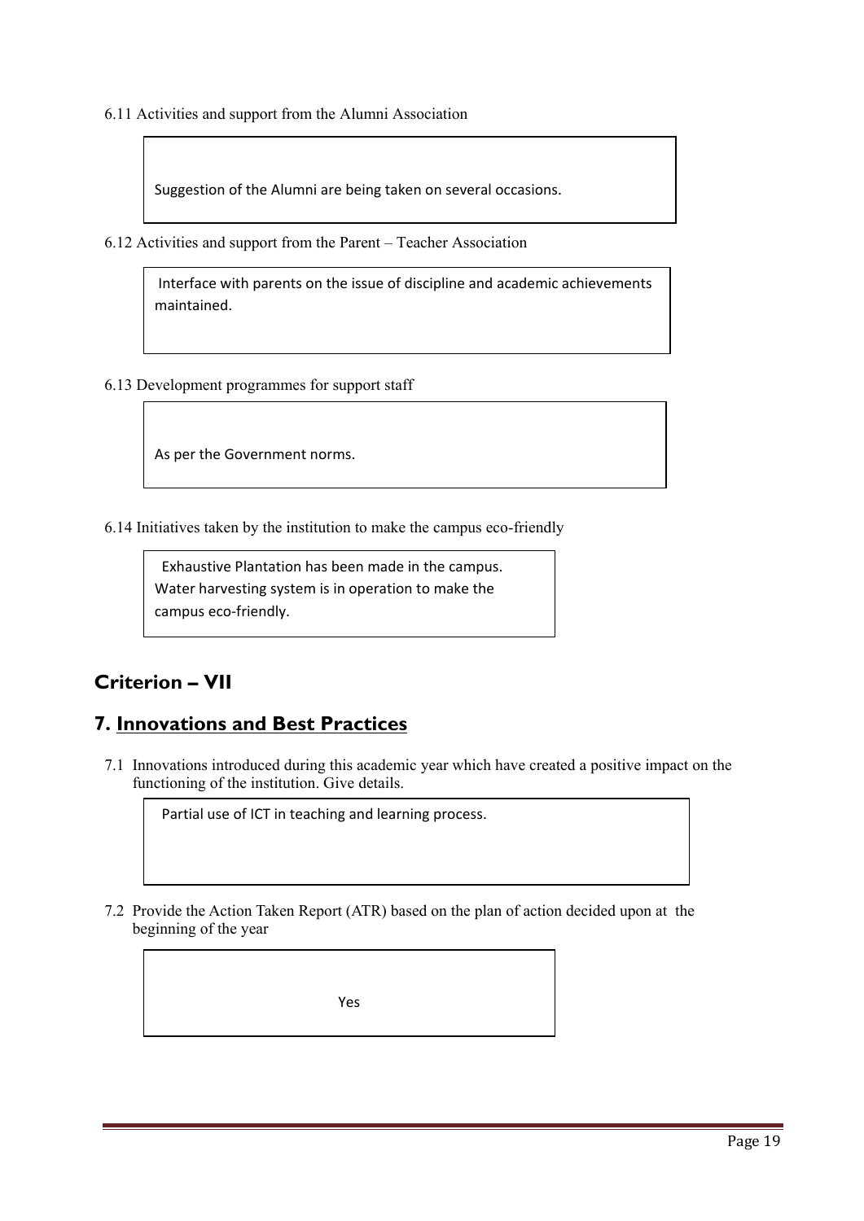6.11 Activities and support from the Alumni Association

Suggestion of the Alumni are being taken on several occasions.

6.12 Activities and support from the Parent – Teacher Association

Interface with parents on the issue of discipline and academic achievements maintained.

6.13 Development programmes for support staff

As per the Government norms.

6.14 Initiatives taken by the institution to make the campus eco-friendly

Exhaustive Plantation has been made in the campus. Water harvesting system is in operation to make the campus eco-friendly.

## Criterion – VII

## 7. Innovations and Best Practices

7.1 Innovations introduced during this academic year which have created a positive impact on the functioning of the institution. Give details.

Partial use of ICT in teaching and learning process.

7.2 Provide the Action Taken Report (ATR) based on the plan of action decided upon at the beginning of the year

Yes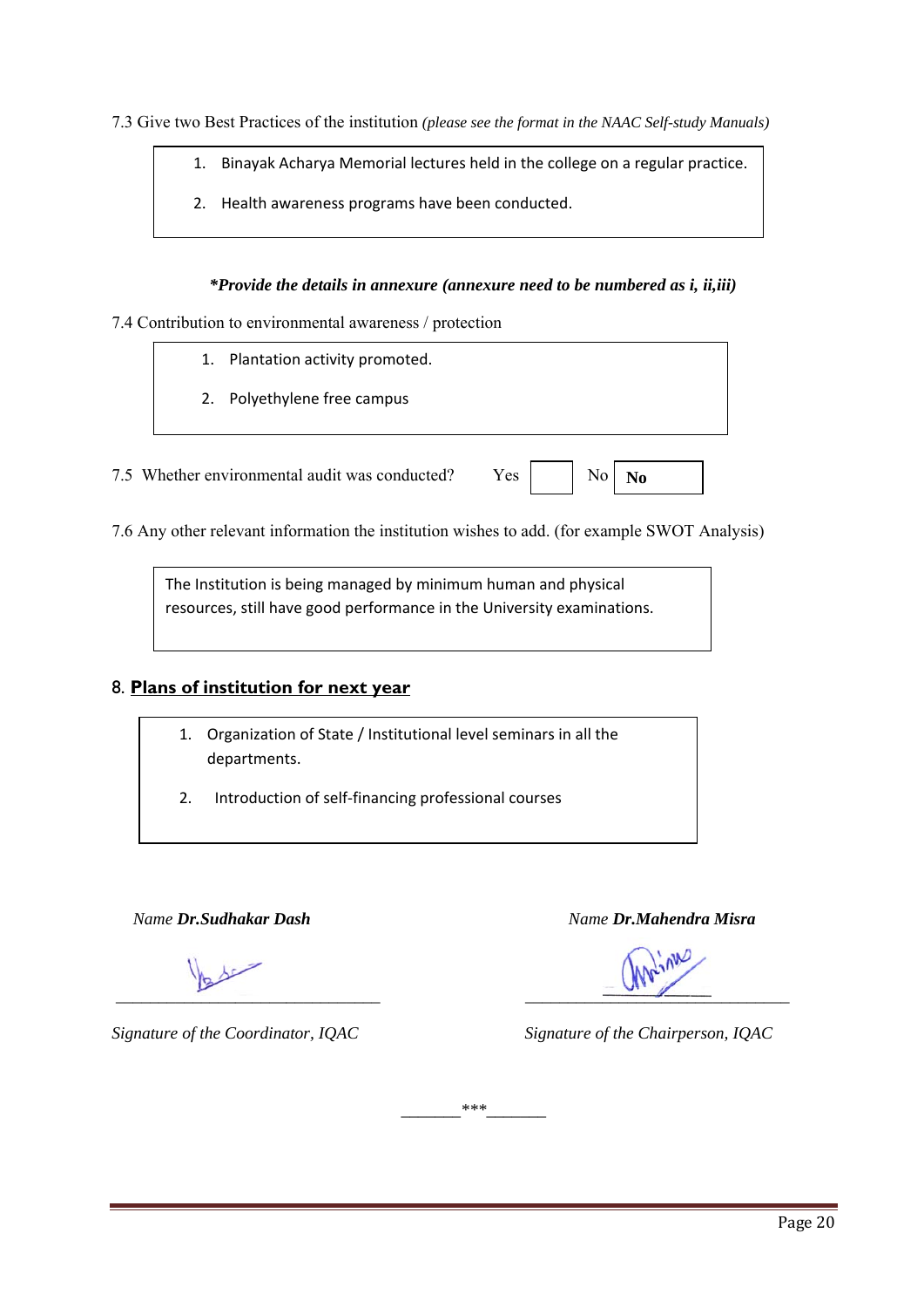7.3 Give two Best Practices of the institution *(please see the format in the NAAC Self-study Manuals)*

1. Binayak Acharya Memorial lectures held in the college on a regular practice.
2. Health awareness programs have been conducted.

***Provide the details in annexure (annexure need to be numbered as i, ii,iii)***

7.4 Contribution to environmental awareness / protection

1. Plantation activity promoted.
2. Polyethylene free campus

7.5 Whether environmental audit was conducted? Yes No **No**

7.6 Any other relevant information the institution wishes to add. (for example SWOT Analysis)

The Institution is being managed by minimum human and physical resources, still have good performance in the University examinations.

## 8. Plans of institution for next year

1. Organization of State / Institutional level seminars in all the departments.
2. Introduction of self-financing professional courses

*Name* ***Dr.Sudhakar Dash***

*Signature of the Coordinator, IQAC*

*Name* ***Dr.Mahendra Misra***

*Signature of the Chairperson, IQAC*

_______***_______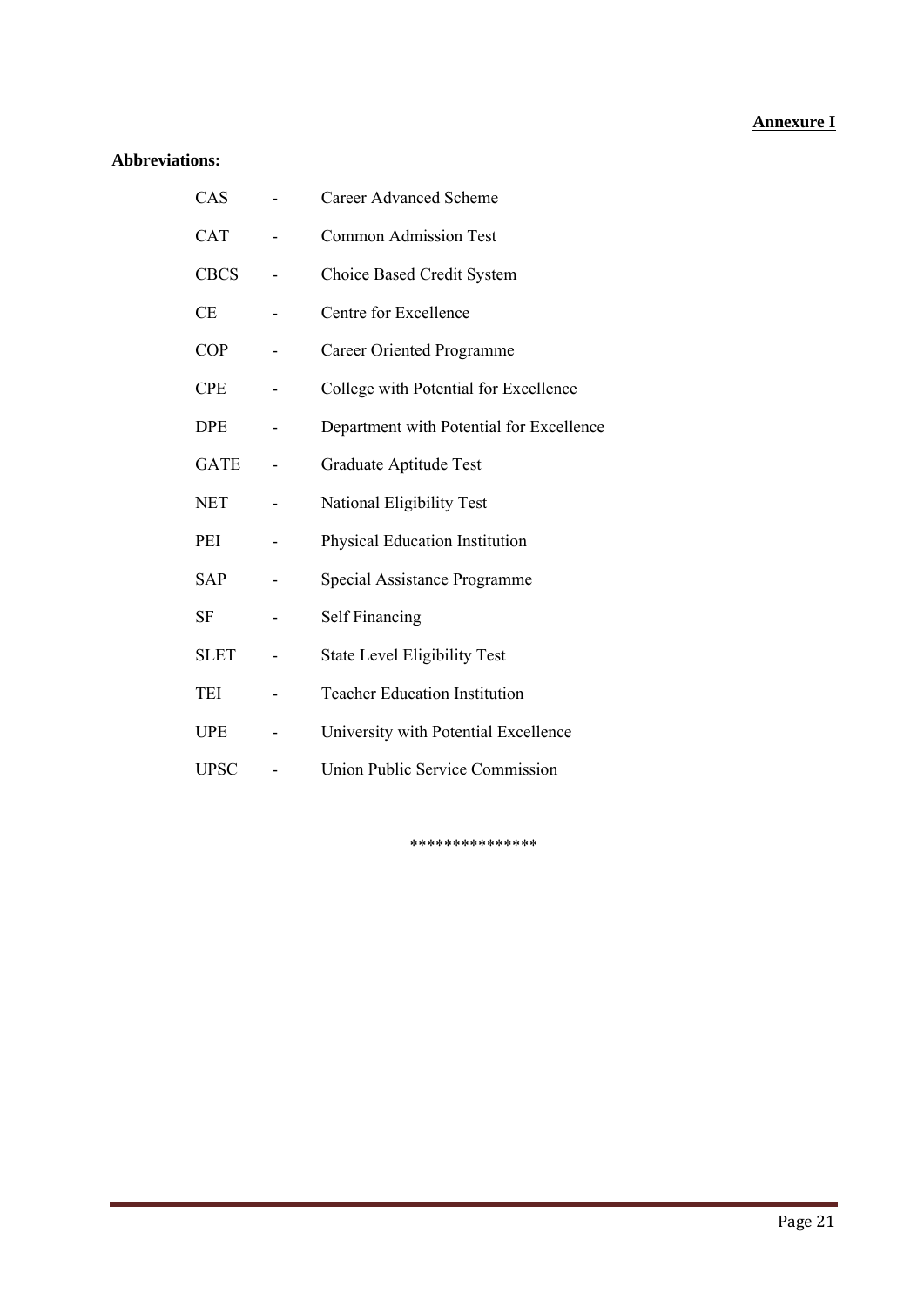**Annexure I**

**Abbreviations:**

| | | |
|---|---|---|
| CAS | - | Career Advanced Scheme |
| CAT | - | Common Admission Test |
| CBCS | - | Choice Based Credit System |
| CE | - | Centre for Excellence |
| COP | - | Career Oriented Programme |
| CPE | - | College with Potential for Excellence |
| DPE | - | Department with Potential for Excellence |
| GATE | - | Graduate Aptitude Test |
| NET | - | National Eligibility Test |
| PEI | - | Physical Education Institution |
| SAP | - | Special Assistance Programme |
| SF | - | Self Financing |
| SLET | - | State Level Eligibility Test |
| TEI | - | Teacher Education Institution |
| UPE | - | University with Potential Excellence |
| UPSC | - | Union Public Service Commission |

***************